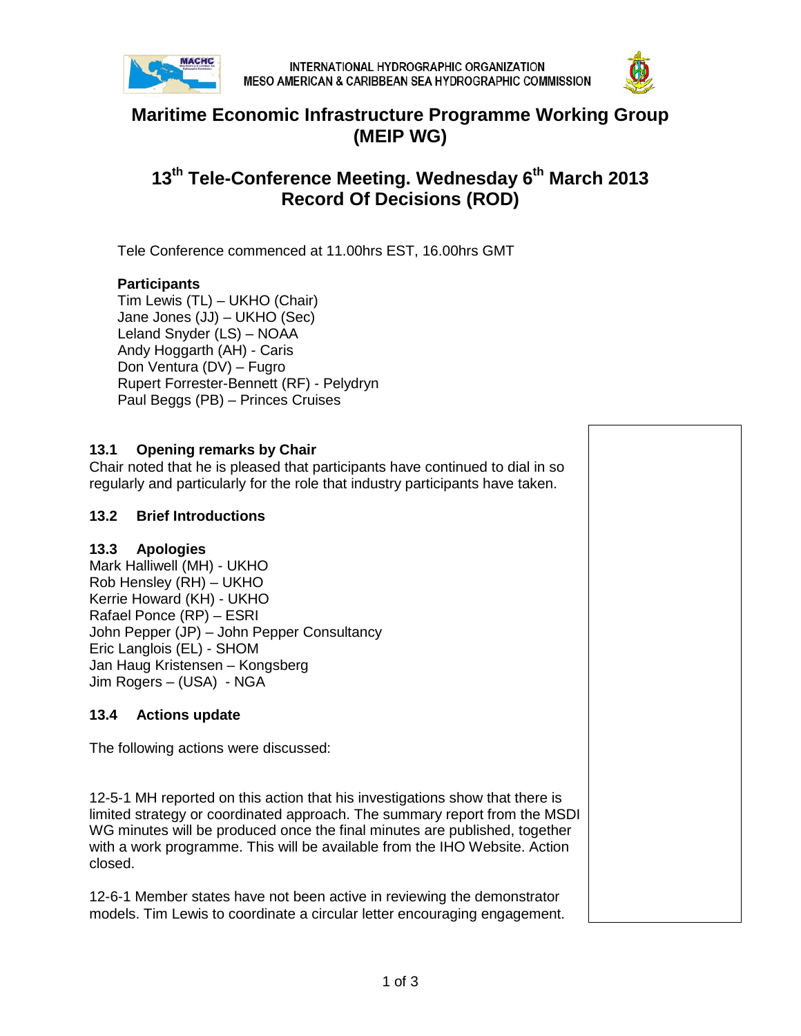INTERNATIONAL HYDROGRAPHIC ORGANIZATION
MESO AMERICAN & CARIBBEAN SEA HYDROGRAPHIC COMMISSION

# Maritime Economic Infrastructure Programme Working Group (MEIP WG)

# 13th Tele-Conference Meeting. Wednesday 6th March 2013 Record Of Decisions (ROD)

Tele Conference commenced at 11.00hrs EST, 16.00hrs GMT

**Participants**
Tim Lewis (TL) – UKHO (Chair)
Jane Jones (JJ) – UKHO (Sec)
Leland Snyder (LS) – NOAA
Andy Hoggarth (AH) - Caris
Don Ventura (DV) – Fugro
Rupert Forrester-Bennett (RF) - Pelydryn
Paul Beggs (PB) – Princes Cruises

### 13.1 Opening remarks by Chair

Chair noted that he is pleased that participants have continued to dial in so regularly and particularly for the role that industry participants have taken.

### 13.2 Brief Introductions

### 13.3 Apologies

Mark Halliwell (MH) - UKHO
Rob Hensley (RH) – UKHO
Kerrie Howard (KH) - UKHO
Rafael Ponce (RP) – ESRI
John Pepper (JP) – John Pepper Consultancy
Eric Langlois (EL) - SHOM
Jan Haug Kristensen – Kongsberg
Jim Rogers – (USA) - NGA

### 13.4 Actions update

The following actions were discussed:

12-5-1 MH reported on this action that his investigations show that there is limited strategy or coordinated approach. The summary report from the MSDI WG minutes will be produced once the final minutes are published, together with a work programme. This will be available from the IHO Website. Action closed.

12-6-1 Member states have not been active in reviewing the demonstrator models. Tim Lewis to coordinate a circular letter encouraging engagement.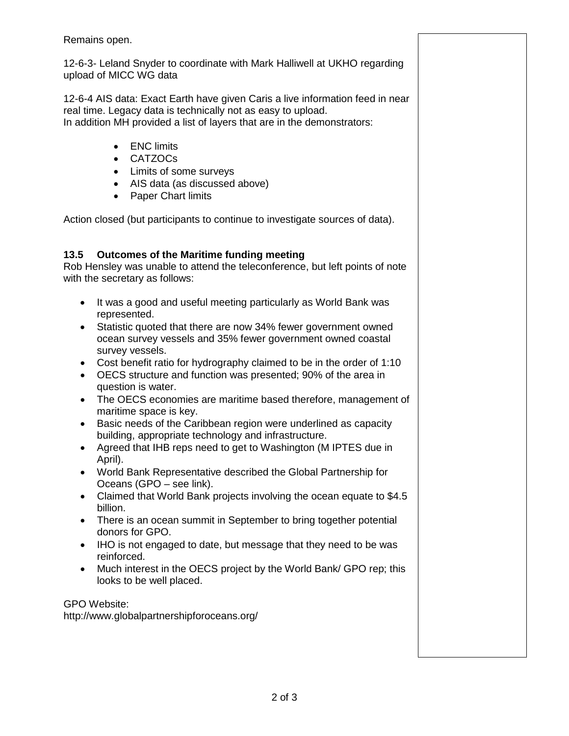Remains open.

12-6-3- Leland Snyder to coordinate with Mark Halliwell at UKHO regarding upload of MICC WG data

12-6-4 AIS data: Exact Earth have given Caris a live information feed in near real time. Legacy data is technically not as easy to upload.
In addition MH provided a list of layers that are in the demonstrators:

- ENC limits
- CATZOCs
- Limits of some surveys
- AIS data (as discussed above)
- Paper Chart limits

Action closed (but participants to continue to investigate sources of data).

### 13.5 Outcomes of the Maritime funding meeting

Rob Hensley was unable to attend the teleconference, but left points of note with the secretary as follows:

- It was a good and useful meeting particularly as World Bank was represented.
- Statistic quoted that there are now 34% fewer government owned ocean survey vessels and 35% fewer government owned coastal survey vessels.
- Cost benefit ratio for hydrography claimed to be in the order of 1:10
- OECS structure and function was presented; 90% of the area in question is water.
- The OECS economies are maritime based therefore, management of maritime space is key.
- Basic needs of the Caribbean region were underlined as capacity building, appropriate technology and infrastructure.
- Agreed that IHB reps need to get to Washington (M IPTES due in April).
- World Bank Representative described the Global Partnership for Oceans (GPO – see link).
- Claimed that World Bank projects involving the ocean equate to $4.5 billion.
- There is an ocean summit in September to bring together potential donors for GPO.
- IHO is not engaged to date, but message that they need to be was reinforced.
- Much interest in the OECS project by the World Bank/ GPO rep; this looks to be well placed.

GPO Website:
http://www.globalpartnershipforoceans.org/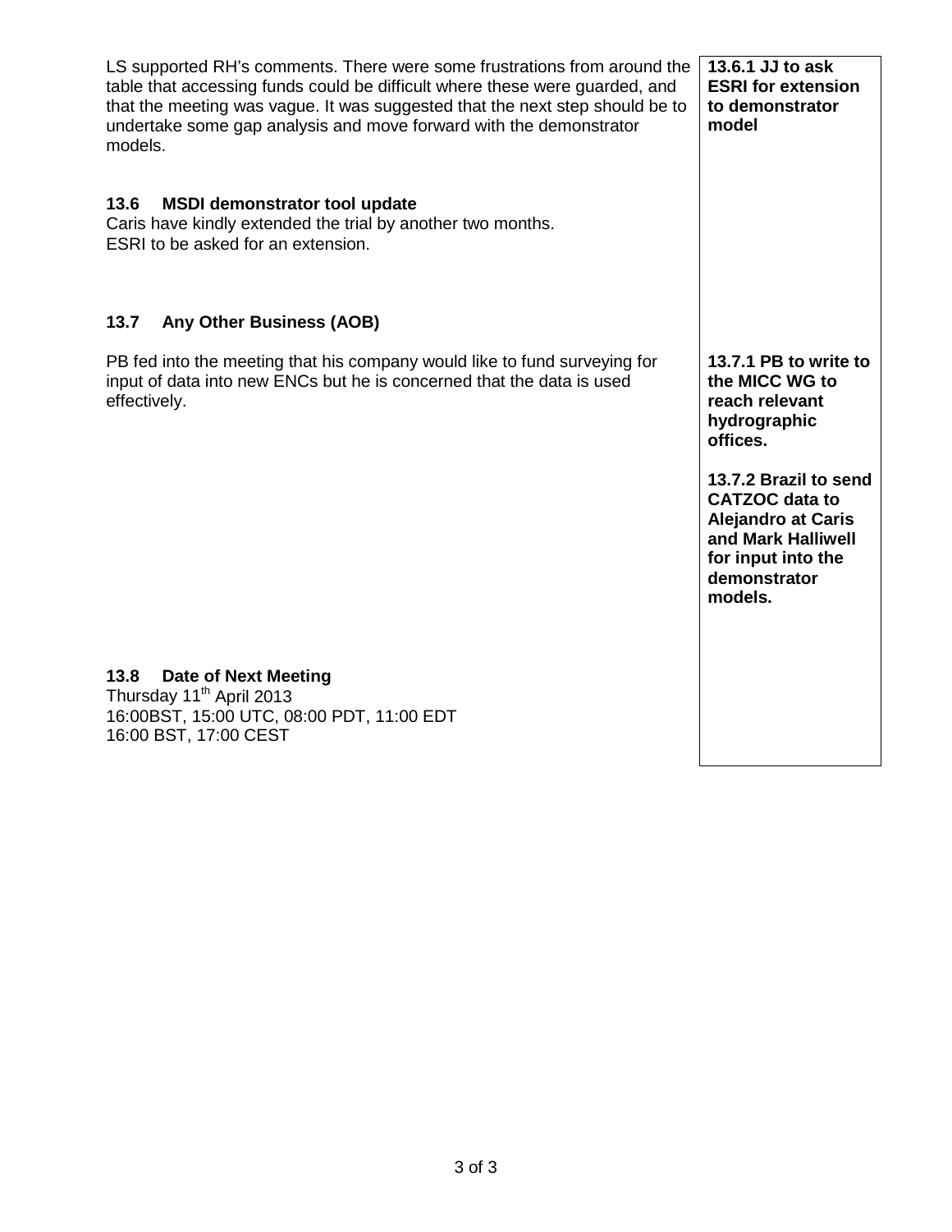LS supported RH's comments. There were some frustrations from around the table that accessing funds could be difficult where these were guarded, and that the meeting was vague. It was suggested that the next step should be to undertake some gap analysis and move forward with the demonstrator models.

**13.6.1 JJ to ask ESRI for extension to demonstrator model**

### 13.6 MSDI demonstrator tool update

Caris have kindly extended the trial by another two months.
ESRI to be asked for an extension.

### 13.7 Any Other Business (AOB)

PB fed into the meeting that his company would like to fund surveying for input of data into new ENCs but he is concerned that the data is used effectively.

**13.7.1 PB to write to the MICC WG to reach relevant hydrographic offices.**

**13.7.2 Brazil to send CATZOC data to Alejandro at Caris and Mark Halliwell for input into the demonstrator models.**

### 13.8 Date of Next Meeting

Thursday 11th April 2013
16:00BST, 15:00 UTC, 08:00 PDT, 11:00 EDT
16:00 BST, 17:00 CEST